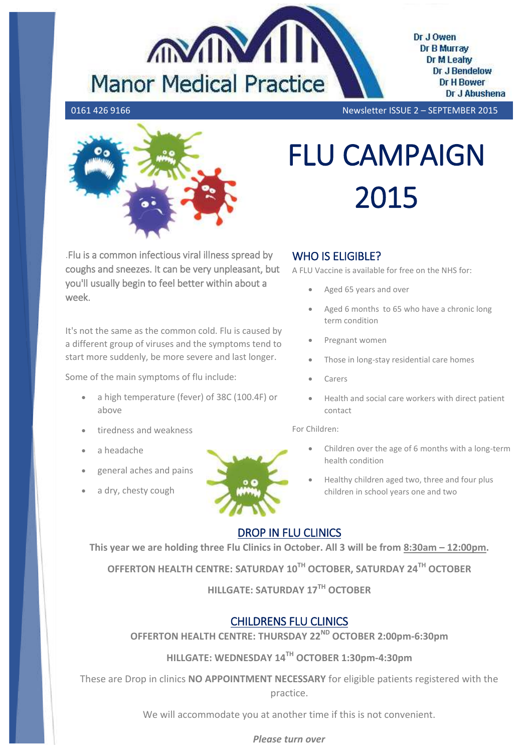# Manor Medical Practice

Dr J Owen
Dr B Murray
Dr M Leahy
Dr J Bendelow
Dr H Bower
Dr J Abushena

0161 426 9166

Newsletter ISSUE 2 – SEPTEMBER 2015

# FLU CAMPAIGN 2015

.Flu is a common infectious viral illness spread by coughs and sneezes. It can be very unpleasant, but you'll usually begin to feel better within about a week.

It's not the same as the common cold. Flu is caused by a different group of viruses and the symptoms tend to start more suddenly, be more severe and last longer.

Some of the main symptoms of flu include:

- a high temperature (fever) of 38C (100.4F) or above
- tiredness and weakness
- a headache
- general aches and pains
- a dry, chesty cough

## WHO IS ELIGIBLE?

A FLU Vaccine is available for free on the NHS for:

- Aged 65 years and over
- Aged 6 months to 65 who have a chronic long term condition
- Pregnant women
- Those in long-stay residential care homes
- Carers
- Health and social care workers with direct patient contact

For Children:

- Children over the age of 6 months with a long-term health condition
- Healthy children aged two, three and four plus children in school years one and two

## DROP IN FLU CLINICS

**This year we are holding three Flu Clinics in October. All 3 will be from 8:30am – 12:00pm.**

**OFFERTON HEALTH CENTRE: SATURDAY 10TH OCTOBER, SATURDAY 24TH OCTOBER**

**HILLGATE: SATURDAY 17TH OCTOBER**

## CHILDRENS FLU CLINICS

**OFFERTON HEALTH CENTRE: THURSDAY 22ND OCTOBER 2:00pm-6:30pm**

**HILLGATE: WEDNESDAY 14TH OCTOBER 1:30pm-4:30pm**

These are Drop in clinics **NO APPOINTMENT NECESSARY** for eligible patients registered with the practice.

We will accommodate you at another time if this is not convenient.

***Please turn over***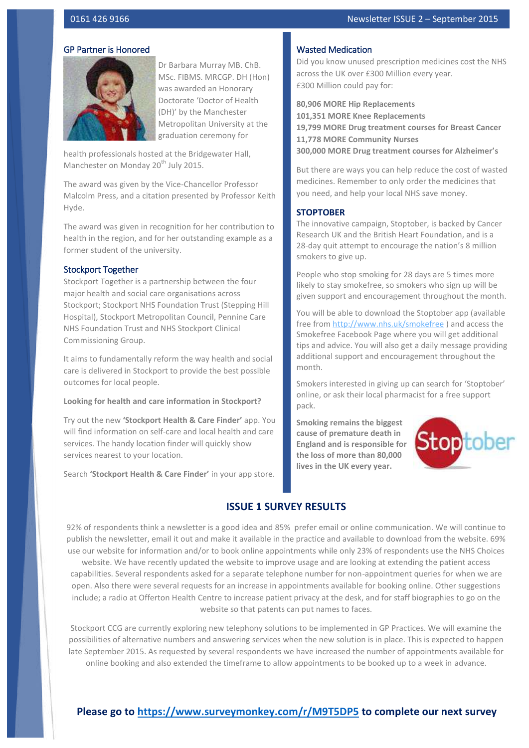## GP Partner is Honored

Dr Barbara Murray MB. ChB. MSc. FIBMS. MRCGP. DH (Hon) was awarded an Honorary Doctorate 'Doctor of Health (DH)' by the Manchester Metropolitan University at the graduation ceremony for health professionals hosted at the Bridgewater Hall, Manchester on Monday 20th July 2015.

The award was given by the Vice-Chancellor Professor Malcolm Press, and a citation presented by Professor Keith Hyde.

The award was given in recognition for her contribution to health in the region, and for her outstanding example as a former student of the university.

## Stockport Together

Stockport Together is a partnership between the four major health and social care organisations across Stockport; Stockport NHS Foundation Trust (Stepping Hill Hospital), Stockport Metropolitan Council, Pennine Care NHS Foundation Trust and NHS Stockport Clinical Commissioning Group.

It aims to fundamentally reform the way health and social care is delivered in Stockport to provide the best possible outcomes for local people.

**Looking for health and care information in Stockport?**

Try out the new **'Stockport Health & Care Finder'** app. You will find information on self-care and local health and care services. The handy location finder will quickly show services nearest to your location.

Search **'Stockport Health & Care Finder'** in your app store.

## Wasted Medication

Did you know unused prescription medicines cost the NHS across the UK over £300 Million every year.
£300 Million could pay for:

**80,906 MORE Hip Replacements**
**101,351 MORE Knee Replacements**
**19,799 MORE Drug treatment courses for Breast Cancer**
**11,778 MORE Community Nurses**
**300,000 MORE Drug treatment courses for Alzheimer's**

But there are ways you can help reduce the cost of wasted medicines. Remember to only order the medicines that you need, and help your local NHS save money.

## STOPTOBER

The innovative campaign, Stoptober, is backed by Cancer Research UK and the British Heart Foundation, and is a 28-day quit attempt to encourage the nation's 8 million smokers to give up.

People who stop smoking for 28 days are 5 times more likely to stay smokefree, so smokers who sign up will be given support and encouragement throughout the month.

You will be able to download the Stoptober app (available free from http://www.nhs.uk/smokefree ) and access the Smokefree Facebook Page where you will get additional tips and advice. You will also get a daily message providing additional support and encouragement throughout the month.

Smokers interested in giving up can search for 'Stoptober' online, or ask their local pharmacist for a free support pack.

**Smoking remains the biggest cause of premature death in England and is responsible for the loss of more than 80,000 lives in the UK every year.**

## ISSUE 1 SURVEY RESULTS

92% of respondents think a newsletter is a good idea and 85% prefer email or online communication. We will continue to publish the newsletter, email it out and make it available in the practice and available to download from the website. 69% use our website for information and/or to book online appointments while only 23% of respondents use the NHS Choices website. We have recently updated the website to improve usage and are looking at extending the patient access capabilities. Several respondents asked for a separate telephone number for non-appointment queries for when we are open. Also there were several requests for an increase in appointments available for booking online. Other suggestions include; a radio at Offerton Health Centre to increase patient privacy at the desk, and for staff biographies to go on the website so that patents can put names to faces.

Stockport CCG are currently exploring new telephony solutions to be implemented in GP Practices. We will examine the possibilities of alternative numbers and answering services when the new solution is in place. This is expected to happen late September 2015. As requested by several respondents we have increased the number of appointments available for online booking and also extended the timeframe to allow appointments to be booked up to a week in advance.

**Please go to https://www.surveymonkey.com/r/M9T5DP5 to complete our next survey**